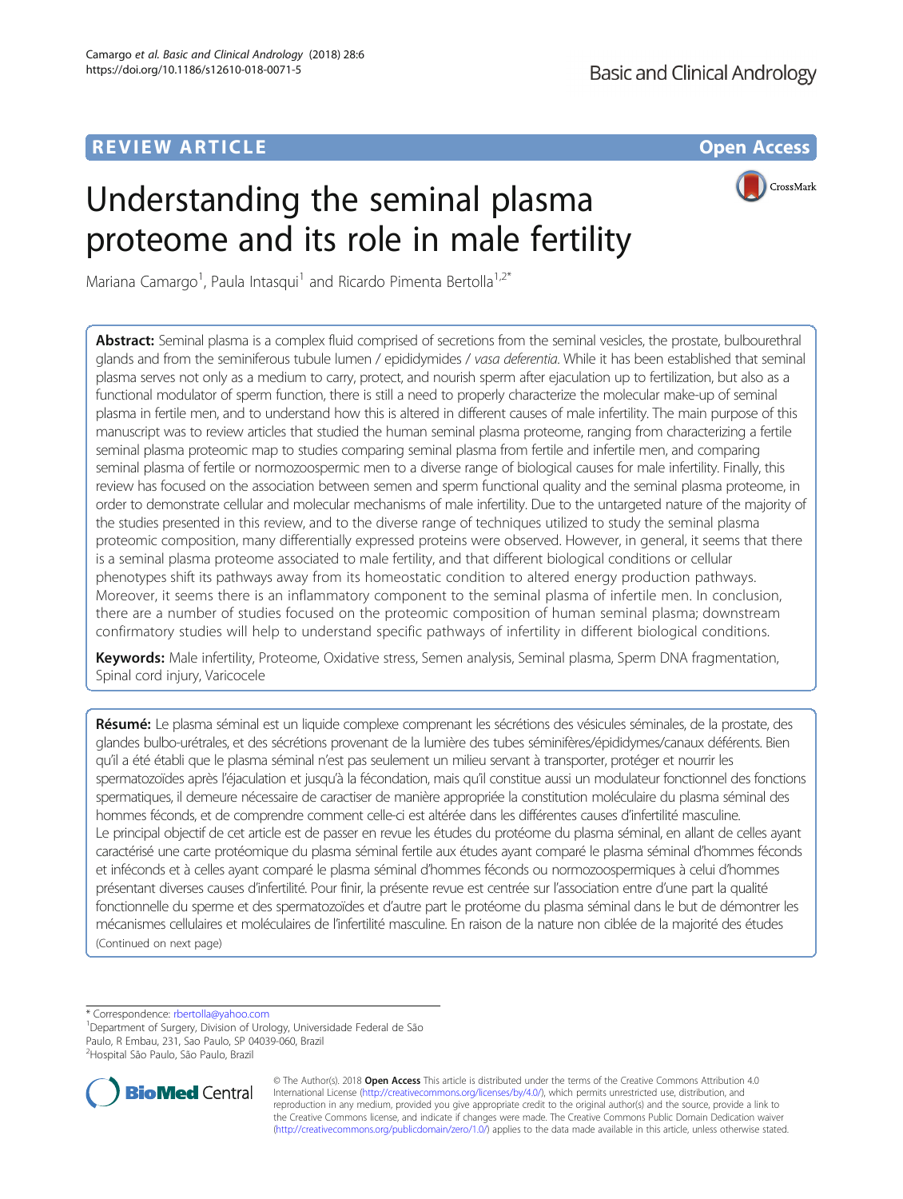REVIEW ARTICLE

Open Access

# Understanding the seminal plasma proteome and its role in male fertility

Mariana Camargo[1], Paula Intasqui[1] and Ricardo Pimenta Bertolla[1,2*]

**Abstract:** Seminal plasma is a complex fluid comprised of secretions from the seminal vesicles, the prostate, bulbourethral glands and from the seminiferous tubule lumen / epididymides / *vasa deferentia*. While it has been established that seminal plasma serves not only as a medium to carry, protect, and nourish sperm after ejaculation up to fertilization, but also as a functional modulator of sperm function, there is still a need to properly characterize the molecular make-up of seminal plasma in fertile men, and to understand how this is altered in different causes of male infertility. The main purpose of this manuscript was to review articles that studied the human seminal plasma proteome, ranging from characterizing a fertile seminal plasma proteomic map to studies comparing seminal plasma from fertile and infertile men, and comparing seminal plasma of fertile or normozoospermic men to a diverse range of biological causes for male infertility. Finally, this review has focused on the association between semen and sperm functional quality and the seminal plasma proteome, in order to demonstrate cellular and molecular mechanisms of male infertility. Due to the untargeted nature of the majority of the studies presented in this review, and to the diverse range of techniques utilized to study the seminal plasma proteomic composition, many differentially expressed proteins were observed. However, in general, it seems that there is a seminal plasma proteome associated to male fertility, and that different biological conditions or cellular phenotypes shift its pathways away from its homeostatic condition to altered energy production pathways. Moreover, it seems there is an inflammatory component to the seminal plasma of infertile men. In conclusion, there are a number of studies focused on the proteomic composition of human seminal plasma; downstream confirmatory studies will help to understand specific pathways of infertility in different biological conditions.

**Keywords:** Male infertility, Proteome, Oxidative stress, Semen analysis, Seminal plasma, Sperm DNA fragmentation, Spinal cord injury, Varicocele

**Résumé:** Le plasma séminal est un liquide complexe comprenant les sécrétions des vésicules séminales, de la prostate, des glandes bulbo-urétrales, et des sécrétions provenant de la lumière des tubes séminifères/épididymes/canaux déférents. Bien qu'il a été établi que le plasma séminal n'est pas seulement un milieu servant à transporter, protéger et nourrir les spermatozoïdes après l'éjaculation et jusqu'à la fécondation, mais qu'il constitue aussi un modulateur fonctionnel des fonctions spermatiques, il demeure nécessaire de caractiser de manière appropriée la constitution moléculaire du plasma séminal des hommes féconds, et de comprendre comment celle-ci est altérée dans les différentes causes d'infertilité masculine.
Le principal objectif de cet article est de passer en revue les études du protéome du plasma séminal, en allant de celles ayant caractérisé une carte protéomique du plasma séminal fertile aux études ayant comparé le plasma séminal d'hommes féconds et inféconds et à celles ayant comparé le plasma séminal d'hommes féconds ou normozoospermiques à celui d'hommes présentant diverses causes d'infertilité. Pour finir, la présente revue est centrée sur l'association entre d'une part la qualité fonctionnelle du sperme et des spermatozoïdes et d'autre part le protéome du plasma séminal dans le but de démontrer les mécanismes cellulaires et moléculaires de l'infertilité masculine. En raison de la nature non ciblée de la majorité des études
(Continued on next page)

\* Correspondence: rbertolla@yahoo.com
[1]Department of Surgery, Division of Urology, Universidade Federal de São Paulo, R Embau, 231, Sao Paulo, SP 04039-060, Brazil
[2]Hospital São Paulo, São Paulo, Brazil

© The Author(s). 2018 **Open Access** This article is distributed under the terms of the Creative Commons Attribution 4.0 International License (http://creativecommons.org/licenses/by/4.0/), which permits unrestricted use, distribution, and reproduction in any medium, provided you give appropriate credit to the original author(s) and the source, provide a link to the Creative Commons license, and indicate if changes were made. The Creative Commons Public Domain Dedication waiver (http://creativecommons.org/publicdomain/zero/1.0/) applies to the data made available in this article, unless otherwise stated.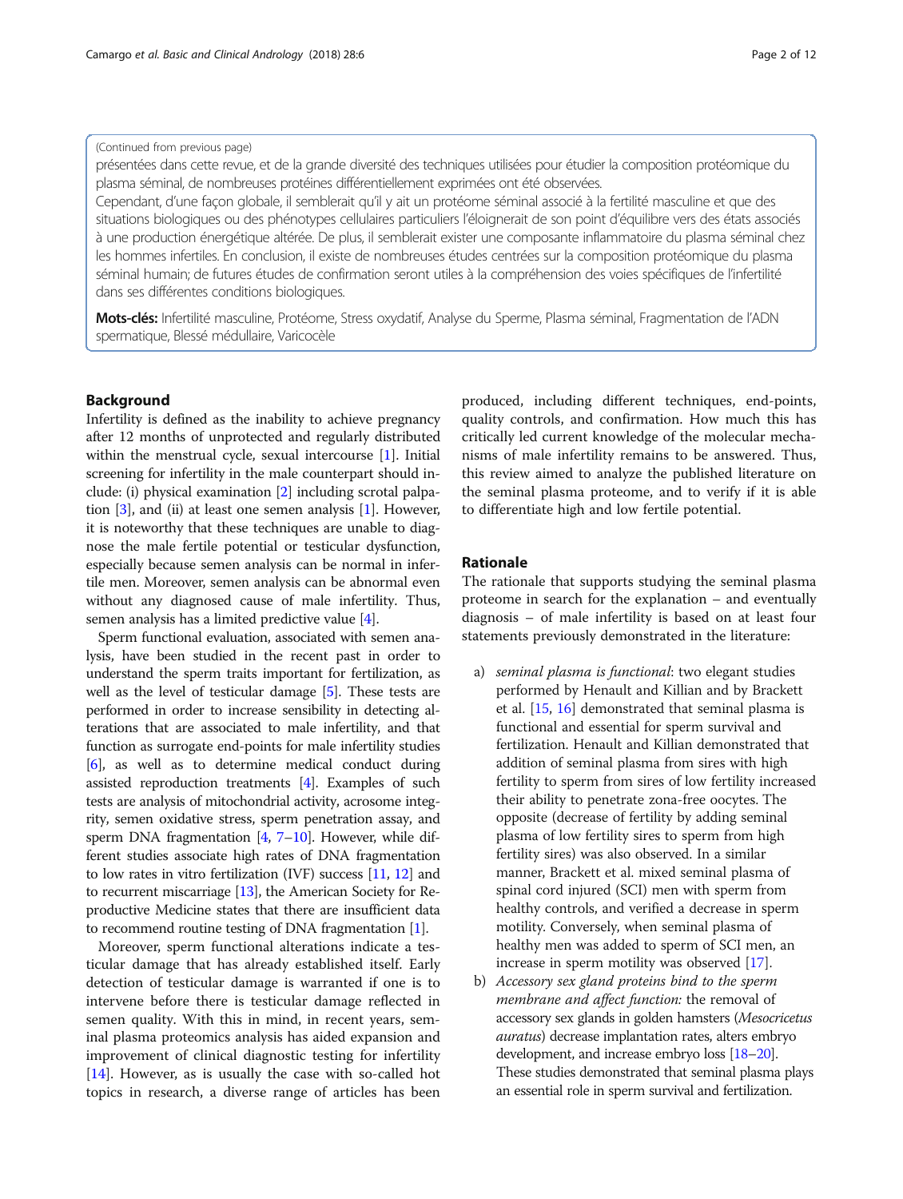(Continued from previous page)

présentées dans cette revue, et de la grande diversité des techniques utilisées pour étudier la composition protéomique du plasma séminal, de nombreuses protéines différentiellement exprimées ont été observées.

Cependant, d'une façon globale, il semblerait qu'il y ait un protéome séminal associé à la fertilité masculine et que des situations biologiques ou des phénotypes cellulaires particuliers l'éloignerait de son point d'équilibre vers des états associés à une production énergétique altérée. De plus, il semblerait exister une composante inflammatoire du plasma séminal chez les hommes infertiles. En conclusion, il existe de nombreuses études centrées sur la composition protéomique du plasma séminal humain; de futures études de confirmation seront utiles à la compréhension des voies spécifiques de l'infertilité dans ses différentes conditions biologiques.

**Mots-clés:** Infertilité masculine, Protéome, Stress oxydatif, Analyse du Sperme, Plasma séminal, Fragmentation de l'ADN spermatique, Blessé médullaire, Varicocèle

## Background

Infertility is defined as the inability to achieve pregnancy after 12 months of unprotected and regularly distributed within the menstrual cycle, sexual intercourse [1]. Initial screening for infertility in the male counterpart should include: (i) physical examination [2] including scrotal palpation [3], and (ii) at least one semen analysis [1]. However, it is noteworthy that these techniques are unable to diagnose the male fertile potential or testicular dysfunction, especially because semen analysis can be normal in infertile men. Moreover, semen analysis can be abnormal even without any diagnosed cause of male infertility. Thus, semen analysis has a limited predictive value [4].

Sperm functional evaluation, associated with semen analysis, have been studied in the recent past in order to understand the sperm traits important for fertilization, as well as the level of testicular damage [5]. These tests are performed in order to increase sensibility in detecting alterations that are associated to male infertility, and that function as surrogate end-points for male infertility studies [6], as well as to determine medical conduct during assisted reproduction treatments [4]. Examples of such tests are analysis of mitochondrial activity, acrosome integrity, semen oxidative stress, sperm penetration assay, and sperm DNA fragmentation [4, 7–10]. However, while different studies associate high rates of DNA fragmentation to low rates in vitro fertilization (IVF) success [11, 12] and to recurrent miscarriage [13], the American Society for Reproductive Medicine states that there are insufficient data to recommend routine testing of DNA fragmentation [1].

Moreover, sperm functional alterations indicate a testicular damage that has already established itself. Early detection of testicular damage is warranted if one is to intervene before there is testicular damage reflected in semen quality. With this in mind, in recent years, seminal plasma proteomics analysis has aided expansion and improvement of clinical diagnostic testing for infertility [14]. However, as is usually the case with so-called hot topics in research, a diverse range of articles has been produced, including different techniques, end-points, quality controls, and confirmation. How much this has critically led current knowledge of the molecular mechanisms of male infertility remains to be answered. Thus, this review aimed to analyze the published literature on the seminal plasma proteome, and to verify if it is able to differentiate high and low fertile potential.

## Rationale

The rationale that supports studying the seminal plasma proteome in search for the explanation – and eventually diagnosis – of male infertility is based on at least four statements previously demonstrated in the literature:

a) *seminal plasma is functional*: two elegant studies performed by Henault and Killian and by Brackett et al. [15, 16] demonstrated that seminal plasma is functional and essential for sperm survival and fertilization. Henault and Killian demonstrated that addition of seminal plasma from sires with high fertility to sperm from sires of low fertility increased their ability to penetrate zona-free oocytes. The opposite (decrease of fertility by adding seminal plasma of low fertility sires to sperm from high fertility sires) was also observed. In a similar manner, Brackett et al. mixed seminal plasma of spinal cord injured (SCI) men with sperm from healthy controls, and verified a decrease in sperm motility. Conversely, when seminal plasma of healthy men was added to sperm of SCI men, an increase in sperm motility was observed [17].

b) *Accessory sex gland proteins bind to the sperm membrane and affect function:* the removal of accessory sex glands in golden hamsters (*Mesocricetus auratus*) decrease implantation rates, alters embryo development, and increase embryo loss [18–20]. These studies demonstrated that seminal plasma plays an essential role in sperm survival and fertilization.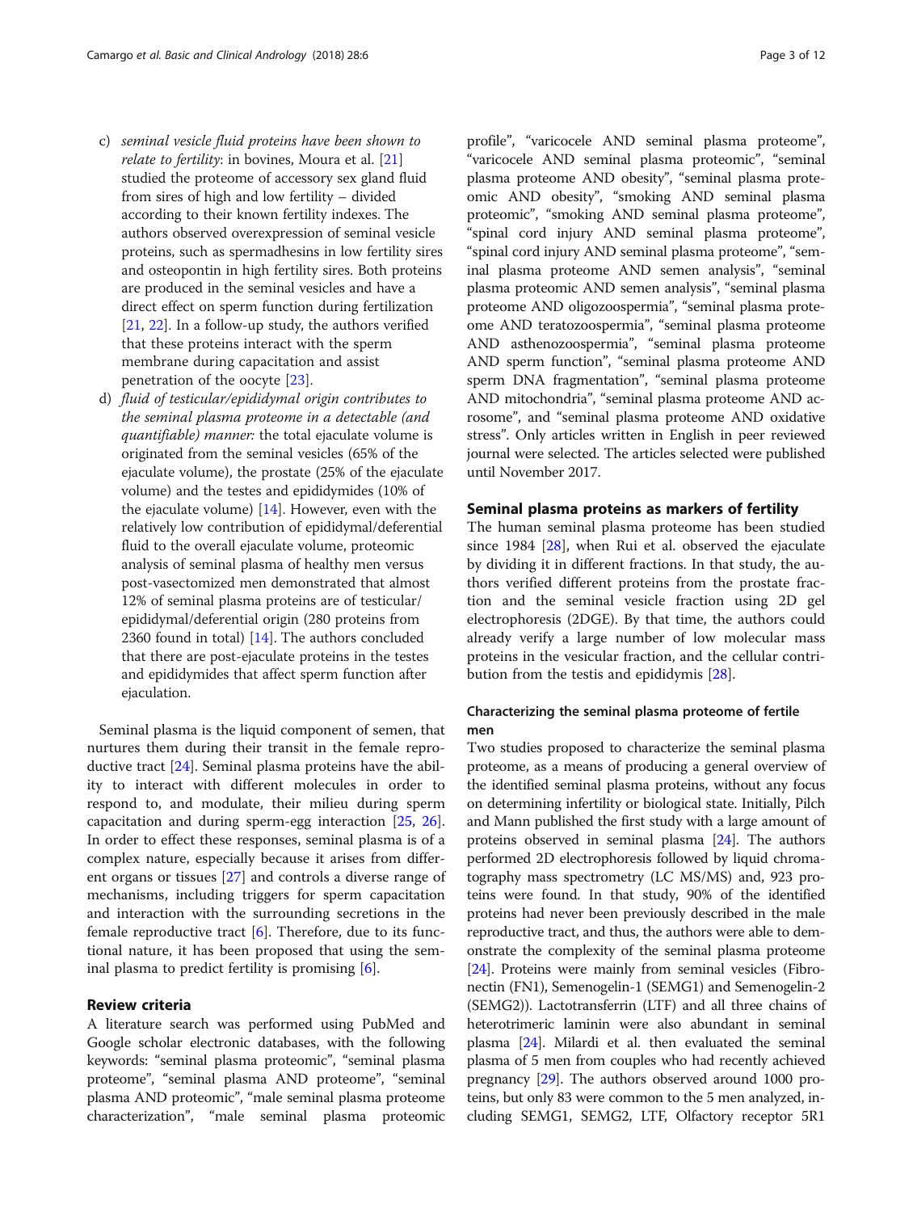c) *seminal vesicle fluid proteins have been shown to relate to fertility*: in bovines, Moura et al. [21] studied the proteome of accessory sex gland fluid from sires of high and low fertility – divided according to their known fertility indexes. The authors observed overexpression of seminal vesicle proteins, such as spermadhesins in low fertility sires and osteopontin in high fertility sires. Both proteins are produced in the seminal vesicles and have a direct effect on sperm function during fertilization [21, 22]. In a follow-up study, the authors verified that these proteins interact with the sperm membrane during capacitation and assist penetration of the oocyte [23].
d) *fluid of testicular/epididymal origin contributes to the seminal plasma proteome in a detectable (and quantifiable) manner*: the total ejaculate volume is originated from the seminal vesicles (65% of the ejaculate volume), the prostate (25% of the ejaculate volume) and the testes and epididymides (10% of the ejaculate volume) [14]. However, even with the relatively low contribution of epididymal/deferential fluid to the overall ejaculate volume, proteomic analysis of seminal plasma of healthy men versus post-vasectomized men demonstrated that almost 12% of seminal plasma proteins are of testicular/epididymal/deferential origin (280 proteins from 2360 found in total) [14]. The authors concluded that there are post-ejaculate proteins in the testes and epididymides that affect sperm function after ejaculation.

Seminal plasma is the liquid component of semen, that nurtures them during their transit in the female reproductive tract [24]. Seminal plasma proteins have the ability to interact with different molecules in order to respond to, and modulate, their milieu during sperm capacitation and during sperm-egg interaction [25, 26]. In order to effect these responses, seminal plasma is of a complex nature, especially because it arises from different organs or tissues [27] and controls a diverse range of mechanisms, including triggers for sperm capacitation and interaction with the surrounding secretions in the female reproductive tract [6]. Therefore, due to its functional nature, it has been proposed that using the seminal plasma to predict fertility is promising [6].

## Review criteria

A literature search was performed using PubMed and Google scholar electronic databases, with the following keywords: "seminal plasma proteomic", "seminal plasma proteome", "seminal plasma AND proteome", "seminal plasma AND proteomic", "male seminal plasma proteome characterization", "male seminal plasma proteomic profile", "varicocele AND seminal plasma proteome", "varicocele AND seminal plasma proteomic", "seminal plasma proteome AND obesity", "seminal plasma proteomic AND obesity", "smoking AND seminal plasma proteomic", "smoking AND seminal plasma proteome", "spinal cord injury AND seminal plasma proteome", "spinal cord injury AND seminal plasma proteome", "seminal plasma proteome AND semen analysis", "seminal plasma proteomic AND semen analysis", "seminal plasma proteome AND oligozoospermia", "seminal plasma proteome AND teratozoospermia", "seminal plasma proteome AND asthenozoospermia", "seminal plasma proteome AND sperm function", "seminal plasma proteome AND sperm DNA fragmentation", "seminal plasma proteome AND mitochondria", "seminal plasma proteome AND acrosome", and "seminal plasma proteome AND oxidative stress". Only articles written in English in peer reviewed journal were selected. The articles selected were published until November 2017.

## Seminal plasma proteins as markers of fertility

The human seminal plasma proteome has been studied since 1984 [28], when Rui et al. observed the ejaculate by dividing it in different fractions. In that study, the authors verified different proteins from the prostate fraction and the seminal vesicle fraction using 2D gel electrophoresis (2DGE). By that time, the authors could already verify a large number of low molecular mass proteins in the vesicular fraction, and the cellular contribution from the testis and epididymis [28].

### Characterizing the seminal plasma proteome of fertile men

Two studies proposed to characterize the seminal plasma proteome, as a means of producing a general overview of the identified seminal plasma proteins, without any focus on determining infertility or biological state. Initially, Pilch and Mann published the first study with a large amount of proteins observed in seminal plasma [24]. The authors performed 2D electrophoresis followed by liquid chromatography mass spectrometry (LC MS/MS) and, 923 proteins were found. In that study, 90% of the identified proteins had never been previously described in the male reproductive tract, and thus, the authors were able to demonstrate the complexity of the seminal plasma proteome [24]. Proteins were mainly from seminal vesicles (Fibronectin (FN1), Semenogelin-1 (SEMG1) and Semenogelin-2 (SEMG2)). Lactotransferrin (LTF) and all three chains of heterotrimeric laminin were also abundant in seminal plasma [24]. Milardi et al. then evaluated the seminal plasma of 5 men from couples who had recently achieved pregnancy [29]. The authors observed around 1000 proteins, but only 83 were common to the 5 men analyzed, including SEMG1, SEMG2, LTF, Olfactory receptor 5R1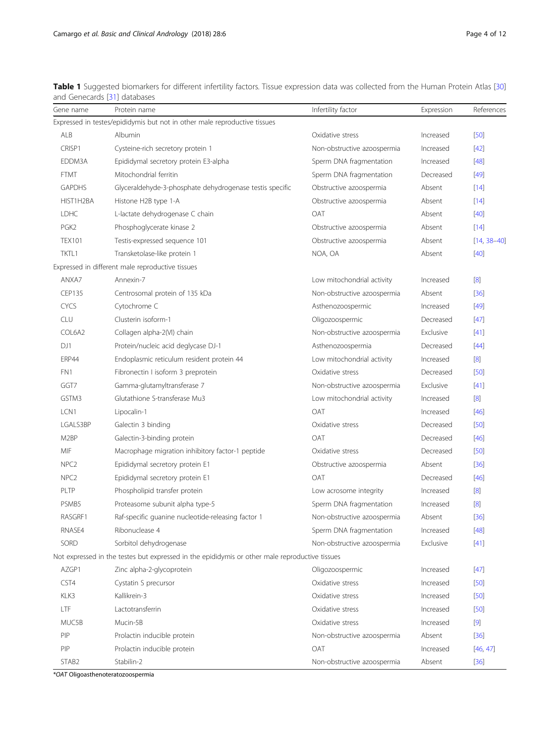**Table 1** Suggested biomarkers for different infertility factors. Tissue expression data was collected from the Human Protein Atlas [30] and Genecards [31] databases

| Gene name | Protein name | Infertility factor | Expression | References |
|---|---|---|---|---|
| Expressed in testes/epididymis but not in other male reproductive tissues | | | | |
| ALB | Albumin | Oxidative stress | Increased | [50] |
| CRISP1 | Cysteine-rich secretory protein 1 | Non-obstructive azoospermia | Increased | [42] |
| EDDM3A | Epididymal secretory protein E3-alpha | Sperm DNA fragmentation | Increased | [48] |
| FTMT | Mitochondrial ferritin | Sperm DNA fragmentation | Decreased | [49] |
| GAPDHS | Glyceraldehyde-3-phosphate dehydrogenase testis specific | Obstructive azoospermia | Absent | [14] |
| HIST1H2BA | Histone H2B type 1-A | Obstructive azoospermia | Absent | [14] |
| LDHC | L-lactate dehydrogenase C chain | OAT | Absent | [40] |
| PGK2 | Phosphoglycerate kinase 2 | Obstructive azoospermia | Absent | [14] |
| TEX101 | Testis-expressed sequence 101 | Obstructive azoospermia | Absent | [14, 38–40] |
| TKTL1 | Transketolase-like protein 1 | NOA, OA | Absent | [40] |
| Expressed in different male reproductive tissues | | | | |
| ANXA7 | Annexin-7 | Low mitochondrial activity | Increased | [8] |
| CEP135 | Centrosomal protein of 135 kDa | Non-obstructive azoospermia | Absent | [36] |
| CYCS | Cytochrome C | Asthenozoospermic | Increased | [49] |
| CLU | Clusterin isoform-1 | Oligozoospermic | Decreased | [47] |
| COL6A2 | Collagen alpha-2(VI) chain | Non-obstructive azoospermia | Exclusive | [41] |
| DJ1 | Protein/nucleic acid deglycase DJ-1 | Asthenozoospermia | Decreased | [44] |
| ERP44 | Endoplasmic reticulum resident protein 44 | Low mitochondrial activity | Increased | [8] |
| FN1 | Fibronectin I isoform 3 preprotein | Oxidative stress | Decreased | [50] |
| GGT7 | Gamma-glutamyltransferase 7 | Non-obstructive azoospermia | Exclusive | [41] |
| GSTM3 | Glutathione S-transferase Mu3 | Low mitochondrial activity | Increased | [8] |
| LCN1 | Lipocalin-1 | OAT | Increased | [46] |
| LGALS3BP | Galectin 3 binding | Oxidative stress | Decreased | [50] |
| M2BP | Galectin-3-binding protein | OAT | Decreased | [46] |
| MIF | Macrophage migration inhibitory factor-1 peptide | Oxidative stress | Decreased | [50] |
| NPC2 | Epididymal secretory protein E1 | Obstructive azoospermia | Absent | [36] |
| NPC2 | Epididymal secretory protein E1 | OAT | Decreased | [46] |
| PLTP | Phospholipid transfer protein | Low acrosome integrity | Increased | [8] |
| PSMB5 | Proteasome subunit alpha type-5 | Sperm DNA fragmentation | Increased | [8] |
| RASGRF1 | Raf-specific guanine nucleotide-releasing factor 1 | Non-obstructive azoospermia | Absent | [36] |
| RNASE4 | Ribonuclease 4 | Sperm DNA fragmentation | Increased | [48] |
| SORD | Sorbitol dehydrogenase | Non-obstructive azoospermia | Exclusive | [41] |
| Not expressed in the testes but expressed in the epididymis or other male reproductive tissues | | | | |
| AZGP1 | Zinc alpha-2-glycoprotein | Oligozoospermic | Increased | [47] |
| CST4 | Cystatin S precursor | Oxidative stress | Increased | [50] |
| KLK3 | Kallikrein-3 | Oxidative stress | Increased | [50] |
| LTF | Lactotransferrin | Oxidative stress | Increased | [50] |
| MUC5B | Mucin-5B | Oxidative stress | Increased | [9] |
| PIP | Prolactin inducible protein | Non-obstructive azoospermia | Absent | [36] |
| PIP | Prolactin inducible protein | OAT | Increased | [46, 47] |
| STAB2 | Stabilin-2 | Non-obstructive azoospermia | Absent | [36] |

*OAT Oligoasthenoteratozoospermia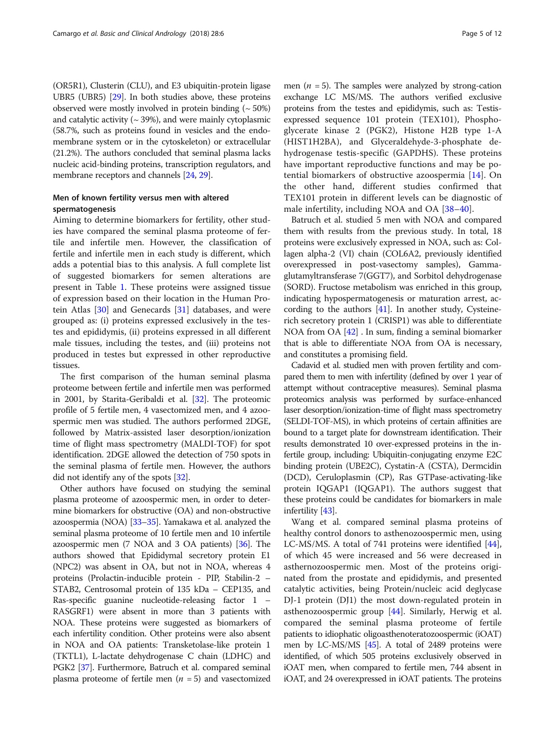(OR5R1), Clusterin (CLU), and E3 ubiquitin-protein ligase UBR5 (UBR5) [29]. In both studies above, these proteins observed were mostly involved in protein binding (~ 50%) and catalytic activity (~ 39%), and were mainly cytoplasmic (58.7%, such as proteins found in vesicles and the endomembrane system or in the cytoskeleton) or extracellular (21.2%). The authors concluded that seminal plasma lacks nucleic acid-binding proteins, transcription regulators, and membrane receptors and channels [24, 29].

### Men of known fertility versus men with altered spermatogenesis

Aiming to determine biomarkers for fertility, other studies have compared the seminal plasma proteome of fertile and infertile men. However, the classification of fertile and infertile men in each study is different, which adds a potential bias to this analysis. A full complete list of suggested biomarkers for semen alterations are present in Table 1. These proteins were assigned tissue of expression based on their location in the Human Protein Atlas [30] and Genecards [31] databases, and were grouped as: (i) proteins expressed exclusively in the testes and epididymis, (ii) proteins expressed in all different male tissues, including the testes, and (iii) proteins not produced in testes but expressed in other reproductive tissues.

The first comparison of the human seminal plasma proteome between fertile and infertile men was performed in 2001, by Starita-Geribaldi et al. [32]. The proteomic profile of 5 fertile men, 4 vasectomized men, and 4 azoospermic men was studied. The authors performed 2DGE, followed by Matrix-assisted laser desorption/ionization time of flight mass spectrometry (MALDI-TOF) for spot identification. 2DGE allowed the detection of 750 spots in the seminal plasma of fertile men. However, the authors did not identify any of the spots [32].

Other authors have focused on studying the seminal plasma proteome of azoospermic men, in order to determine biomarkers for obstructive (OA) and non-obstructive azoospermia (NOA) [33–35]. Yamakawa et al. analyzed the seminal plasma proteome of 10 fertile men and 10 infertile azoospermic men (7 NOA and 3 OA patients) [36]. The authors showed that Epididymal secretory protein E1 (NPC2) was absent in OA, but not in NOA, whereas 4 proteins (Prolactin-inducible protein - PIP, Stabilin-2 – STAB2, Centrosomal protein of 135 kDa – CEP135, and Ras-specific guanine nucleotide-releasing factor 1 – RASGRF1) were absent in more than 3 patients with NOA. These proteins were suggested as biomarkers of each infertility condition. Other proteins were also absent in NOA and OA patients: Transketolase-like protein 1 (TKTL1), L-lactate dehydrogenase C chain (LDHC) and PGK2 [37]. Furthermore, Batruch et al. compared seminal plasma proteome of fertile men ($n$ = 5) and vasectomized men ($n$ = 5). The samples were analyzed by strong-cation exchange LC MS/MS. The authors verified exclusive proteins from the testes and epididymis, such as: Testis-expressed sequence 101 protein (TEX101), Phosphoglycerate kinase 2 (PGK2), Histone H2B type 1-A (HIST1H2BA), and Glyceraldehyde-3-phosphate dehydrogenase testis-specific (GAPDHS). These proteins have important reproductive functions and may be potential biomarkers of obstructive azoospermia [14]. On the other hand, different studies confirmed that TEX101 protein in different levels can be diagnostic of male infertility, including NOA and OA [38–40].

Batruch et al. studied 5 men with NOA and compared them with results from the previous study. In total, 18 proteins were exclusively expressed in NOA, such as: Collagen alpha-2 (VI) chain (COL6A2, previously identified overexpressed in post-vasectomy samples), Gamma-glutamyltransferase 7(GGT7), and Sorbitol dehydrogenase (SORD). Fructose metabolism was enriched in this group, indicating hypospermatogenesis or maturation arrest, according to the authors [41]. In another study, Cysteine-rich secretory protein 1 (CRISP1) was able to differentiate NOA from OA [42] . In sum, finding a seminal biomarker that is able to differentiate NOA from OA is necessary, and constitutes a promising field.

Cadavid et al. studied men with proven fertility and compared them to men with infertility (defined by over 1 year of attempt without contraceptive measures). Seminal plasma proteomics analysis was performed by surface-enhanced laser desorption/ionization-time of flight mass spectrometry (SELDI-TOF-MS), in which proteins of certain affinities are bound to a target plate for downstream identification. Their results demonstrated 10 over-expressed proteins in the infertile group, including: Ubiquitin-conjugating enzyme E2C binding protein (UBE2C), Cystatin-A (CSTA), Dermcidin (DCD), Ceruloplasmin (CP), Ras GTPase-activating-like protein IQGAP1 (IQGAP1). The authors suggest that these proteins could be candidates for biomarkers in male infertility [43].

Wang et al. compared seminal plasma proteins of healthy control donors to asthenozoospermic men, using LC-MS/MS. A total of 741 proteins were identified [44], of which 45 were increased and 56 were decreased in asthernozoospermic men. Most of the proteins originated from the prostate and epididymis, and presented catalytic activities, being Protein/nucleic acid deglycase DJ-1 protein (DJ1) the most down-regulated protein in asthenozoospermic group [44]. Similarly, Herwig et al. compared the seminal plasma proteome of fertile patients to idiophatic oligoasthenoteratozoospermic (iOAT) men by LC-MS/MS [45]. A total of 2489 proteins were identified, of which 505 proteins exclusively observed in iOAT men, when compared to fertile men, 744 absent in iOAT, and 24 overexpressed in iOAT patients. The proteins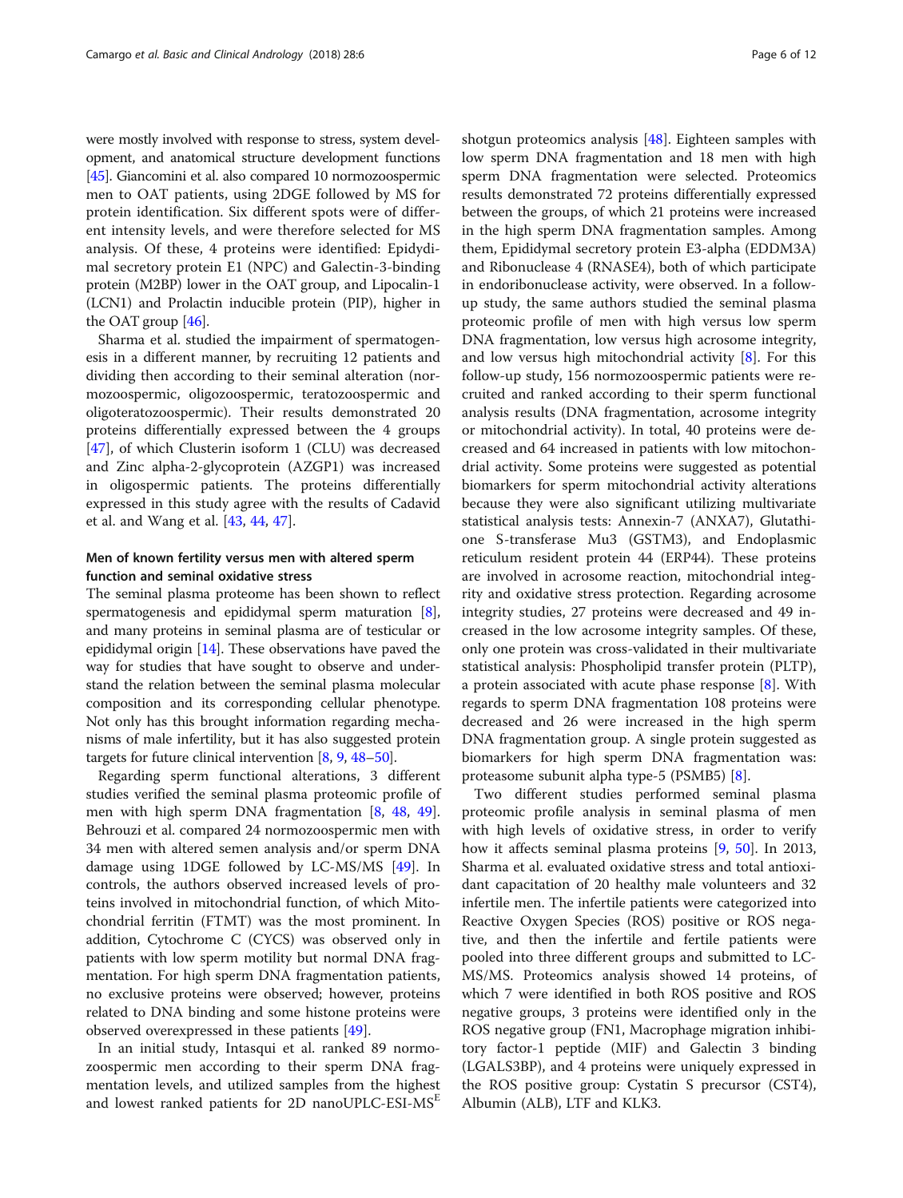were mostly involved with response to stress, system development, and anatomical structure development functions [45]. Giancomini et al. also compared 10 normozoospermic men to OAT patients, using 2DGE followed by MS for protein identification. Six different spots were of different intensity levels, and were therefore selected for MS analysis. Of these, 4 proteins were identified: Epididymal secretory protein E1 (NPC) and Galectin-3-binding protein (M2BP) lower in the OAT group, and Lipocalin-1 (LCN1) and Prolactin inducible protein (PIP), higher in the OAT group [46].

Sharma et al. studied the impairment of spermatogenesis in a different manner, by recruiting 12 patients and dividing then according to their seminal alteration (normozoospermic, oligozoospermic, teratozoospermic and oligoteratozoospermic). Their results demonstrated 20 proteins differentially expressed between the 4 groups [47], of which Clusterin isoform 1 (CLU) was decreased and Zinc alpha-2-glycoprotein (AZGP1) was increased in oligospermic patients. The proteins differentially expressed in this study agree with the results of Cadavid et al. and Wang et al. [43, 44, 47].

### Men of known fertility versus men with altered sperm function and seminal oxidative stress

The seminal plasma proteome has been shown to reflect spermatogenesis and epididymal sperm maturation [8], and many proteins in seminal plasma are of testicular or epididymal origin [14]. These observations have paved the way for studies that have sought to observe and understand the relation between the seminal plasma molecular composition and its corresponding cellular phenotype. Not only has this brought information regarding mechanisms of male infertility, but it has also suggested protein targets for future clinical intervention [8, 9, 48–50].

Regarding sperm functional alterations, 3 different studies verified the seminal plasma proteomic profile of men with high sperm DNA fragmentation [8, 48, 49]. Behrouzi et al. compared 24 normozoospermic men with 34 men with altered semen analysis and/or sperm DNA damage using 1DGE followed by LC-MS/MS [49]. In controls, the authors observed increased levels of proteins involved in mitochondrial function, of which Mitochondrial ferritin (FTMT) was the most prominent. In addition, Cytochrome C (CYCS) was observed only in patients with low sperm motility but normal DNA fragmentation. For high sperm DNA fragmentation patients, no exclusive proteins were observed; however, proteins related to DNA binding and some histone proteins were observed overexpressed in these patients [49].

In an initial study, Intasqui et al. ranked 89 normozoospermic men according to their sperm DNA fragmentation levels, and utilized samples from the highest and lowest ranked patients for 2D nanoUPLC-ESI-MS$^E$ shotgun proteomics analysis [48]. Eighteen samples with low sperm DNA fragmentation and 18 men with high sperm DNA fragmentation were selected. Proteomics results demonstrated 72 proteins differentially expressed between the groups, of which 21 proteins were increased in the high sperm DNA fragmentation samples. Among them, Epididymal secretory protein E3-alpha (EDDM3A) and Ribonuclease 4 (RNASE4), both of which participate in endoribonuclease activity, were observed. In a follow-up study, the same authors studied the seminal plasma proteomic profile of men with high versus low sperm DNA fragmentation, low versus high acrosome integrity, and low versus high mitochondrial activity [8]. For this follow-up study, 156 normozoospermic patients were recruited and ranked according to their sperm functional analysis results (DNA fragmentation, acrosome integrity or mitochondrial activity). In total, 40 proteins were decreased and 64 increased in patients with low mitochondrial activity. Some proteins were suggested as potential biomarkers for sperm mitochondrial activity alterations because they were also significant utilizing multivariate statistical analysis tests: Annexin-7 (ANXA7), Glutathione S-transferase Mu3 (GSTM3), and Endoplasmic reticulum resident protein 44 (ERP44). These proteins are involved in acrosome reaction, mitochondrial integrity and oxidative stress protection. Regarding acrosome integrity studies, 27 proteins were decreased and 49 increased in the low acrosome integrity samples. Of these, only one protein was cross-validated in their multivariate statistical analysis: Phospholipid transfer protein (PLTP), a protein associated with acute phase response [8]. With regards to sperm DNA fragmentation 108 proteins were decreased and 26 were increased in the high sperm DNA fragmentation group. A single protein suggested as biomarkers for high sperm DNA fragmentation was: proteasome subunit alpha type-5 (PSMB5) [8].

Two different studies performed seminal plasma proteomic profile analysis in seminal plasma of men with high levels of oxidative stress, in order to verify how it affects seminal plasma proteins [9, 50]. In 2013, Sharma et al. evaluated oxidative stress and total antioxidant capacitation of 20 healthy male volunteers and 32 infertile men. The infertile patients were categorized into Reactive Oxygen Species (ROS) positive or ROS negative, and then the infertile and fertile patients were pooled into three different groups and submitted to LC-MS/MS. Proteomics analysis showed 14 proteins, of which 7 were identified in both ROS positive and ROS negative groups, 3 proteins were identified only in the ROS negative group (FN1, Macrophage migration inhibitory factor-1 peptide (MIF) and Galectin 3 binding (LGALS3BP), and 4 proteins were uniquely expressed in the ROS positive group: Cystatin S precursor (CST4), Albumin (ALB), LTF and KLK3.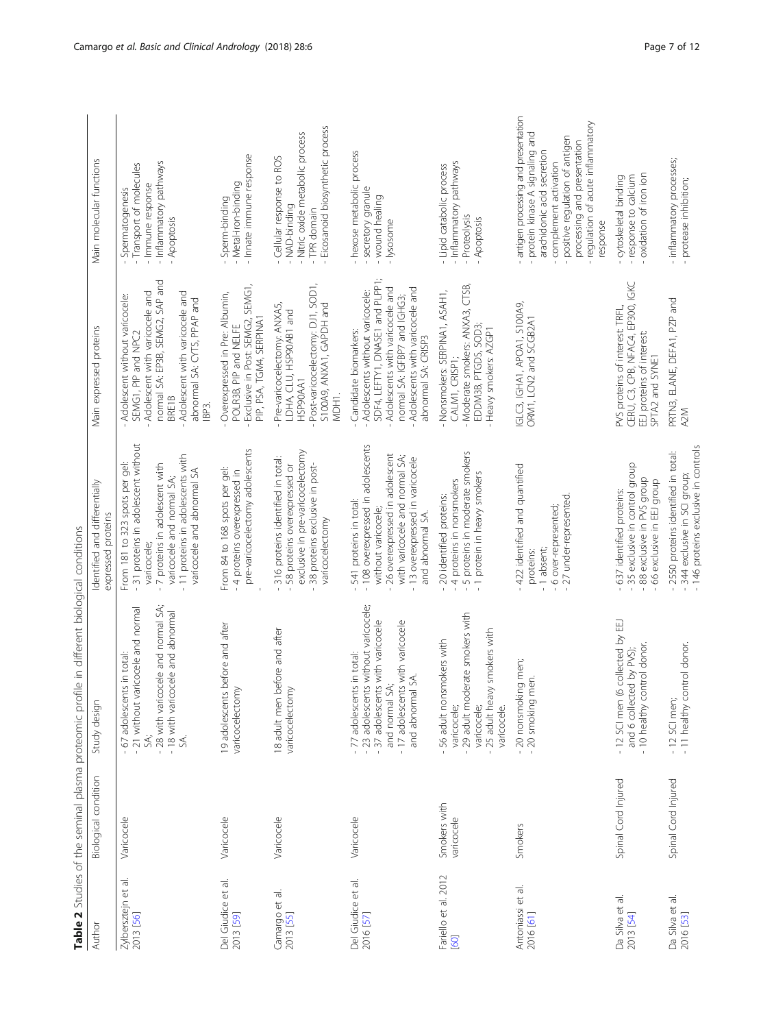**Table 2** Studies of the seminal plasma proteomic profile in different biological conditions

| Author | Biological condition | Study design | Identified and differentially expressed proteins | Main expressed proteins | Main molecular functions |
| --- | --- | --- | --- | --- | --- |
| Zylbersztejn et al. 2013 [56] | Varicocele | - 67 adolescents in total:<br>- 21 without varicocele and normal SA;<br>- 28 with varicocele and normal SA;<br>- 18 with varicocele and abnormal SA. | From 181 to 323 spots per gel:<br>- 31 proteins in adolescent without varicocele;<br>- 7 proteins in adolescent with varicocele and normal SA;<br>- 11 proteins in adolescents with varicocele and abnormal SA | - Adolescent without varicocele: SEMG1, PIP and NPC2<br>- Adolescent with varicocele and normal SA: EP3B, SEMG2, SAP and BRE1B<br>- Adolescent with varicocele and abnormal SA: CYTS, PPAP and IBP3. | - Spermatogenesis<br>- Transport of molecules<br>- Immune response<br>- Inflammatory pathways<br>- Apoptosis |
| Del Giudice et al. 2013 [59] | Varicocele | 19 adolescents before and after varicocelectomy | From 84 to 168 spots per gel:<br>- 4 proteins overexpressed in pre-varicocelectomy adolescents<br>- | - Overexpressed in Pre: Albumin, POLR3B, PIP and NELFE<br>- Exclusive in Post: SEMG2, SEMG1, PIP, PSA, TGM4, SERPINA1 | - Sperm-binding<br>- Metal-iron-binding<br>- Innate immune response |
| Camargo et al. 2013 [55] | Varicocele | 18 adult men before and after varicocelectomy | - 316 proteins identified in total:<br>- 58 proteins overexpressed or exclusive in pre-varicocelectomy<br>- 38 proteins exclusive in post-varicocelectomy | - Pre-varicocelectomy: ANXA5, LDHA, CLU, HSP90AB1 and HSP90AA1<br>- Post-varicocelectomy: DJ1, SOD1, S100A9, ANXA1, GAPDH and MDH1. | - Cellular response to ROS<br>- NAD-binding<br>- Nitric oxide metabolic process<br>- TPR domain<br>- Eicosanoid biosynthetic process |
| Del Giudice et al. 2016 [57] | Varicocele | - 77 adolescents in total:<br>- 23 adolescents without varicocele;<br>- 37 adolescents with varicocele and normal SA;<br>- 17 adolescents with varicocele and abnormal SA. | - 541 proteins in total:<br>- 108 overexpressed in adolescents without varicocele;<br>- 26 overexpressed in adolescent with varicocele and normal SA;<br>- 13 overexpressed in varicocele and abnormal SA. | - Candidate biomarkers:<br>- Adolescents without varicocele: SDF4, LEFTY1, DNASE1 and PLPP1;<br>- Adolescents with varicocele and normal SA: IGFBP7 and IGHG3;<br>- Adolescents with varicocele and abnormal SA: CRISP3 | - hexose metabolic process<br>- secretory granule<br>- wound healing<br>- lysosome |
| Fariello et al. 2012 [60] | Smokers with varicocele | - 56 adult nonsmokers with varicocele;<br>- 29 adult moderate smokers with varicocele;<br>- 25 adult heavy smokers with varicocele. | - 20 identified proteins:<br>- 4 proteins in nonsmokers<br>- 5 proteins in moderate smokers<br>- 1 protein in heavy smokers | - Nonsmokers: SERPINA1, ASAH1, CALM1, CRISP1;<br>- Moderate smokers: ANXA3, CTSB, EDDM3B, PTGDS, SOD3;<br>- Heavy smokers: AZGP1 | - Lipid catabolic process<br>- Inflammatory pathways<br>- Proteolysis<br>- Apoptosis |
| Antoniassi et al. 2016 [61] | Smokers | - 20 nonsmoking men;<br>- 20 smoking men. | - 422 identified and quantified proteins:<br>- 1 absent;<br>- 6 over-represented;<br>- 27 under-represented. | IGLC3, IGHA1, APOA1, S100A9, ORM1, LCN2 and SCGB2A1 | - antigen processing and presentation<br>- protein kinase A signaling and arachidonic acid secretion<br>- complement activation<br>- positive regulation of antigen processing and presentation<br>- regulation of acute inflammatory response |
| Da Silva et al. 2013 [54] | Spinal Cord Injured | - 12 SCI men (6 collected by EEJ and 6 collected by PVS);<br>- 10 healthy control donor. | - 637 identified proteins:<br>- 35 exclusive in control group<br>- 88 exclusive in PVS group<br>- 66 exclusive in EEJ group | PVS proteins of interest: TRFL, CERU, C3, CPB, NFAC4, EP300, IGKC<br>EEJ proteins of interest: SPTA2 and SYNE1 | - cytoskeletal binding<br>- response to calcium<br>- oxidation of iron ion |
| Da Silva et al. 2016 [53] | Spinal Cord Injured | - 12 SCI men;<br>- 11 healthy control donor. | - 2550 proteins identified in total:<br>- 344 exclusive in SCI group;<br>- 146 proteins exclusive in controls | PRTN3, ELANE, DEFA1, PZP and A2M | - inflammatory processes;<br>- protease inhibition; |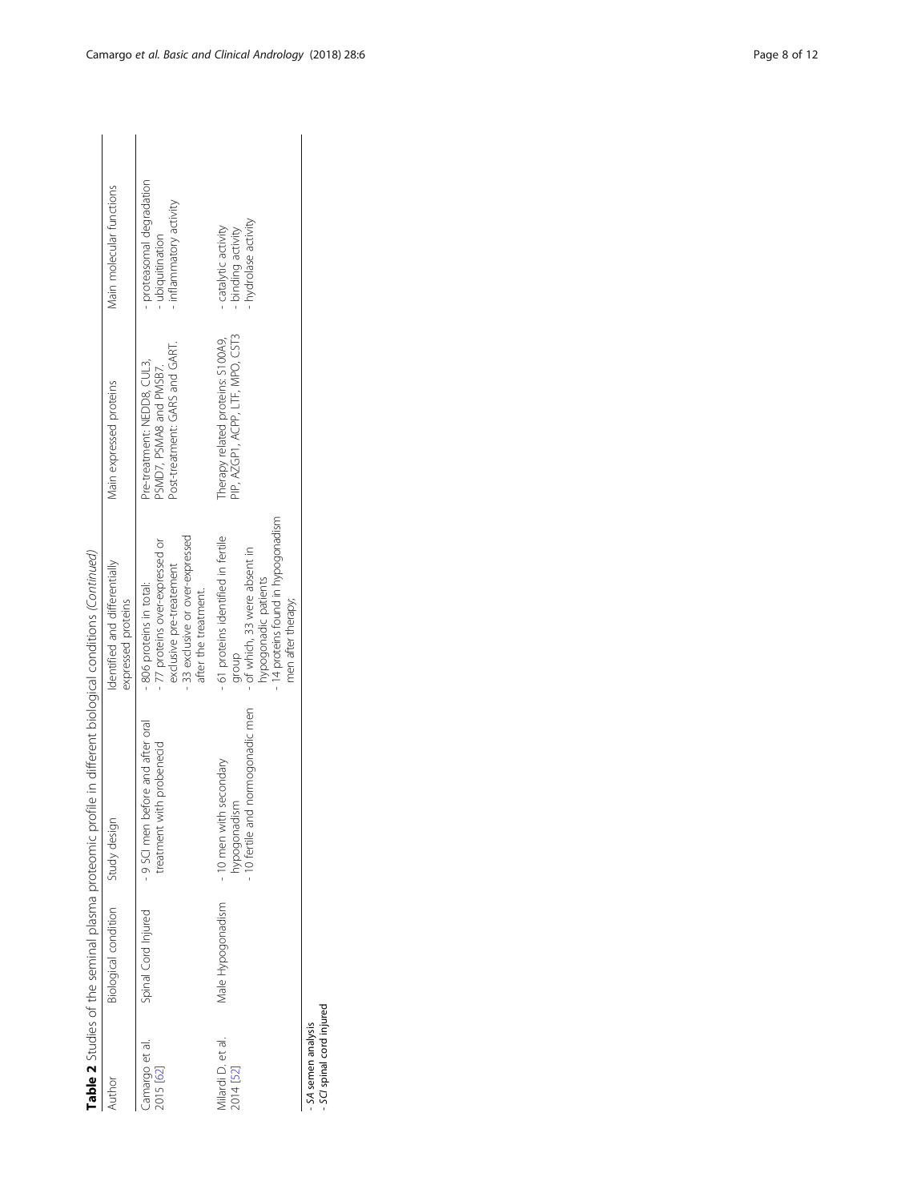**Table 2** Studies of the seminal plasma proteomic profile in different biological conditions *(Continued)*

| Author | Biological condition | Study design | Identified and differentially expressed proteins | Main expressed proteins | Main molecular functions |
|---|---|---|---|---|---|
| Camargo et al. 2015 [62] | Spinal Cord Injured | - 9 SCI men before and after oral treatment with probenecid | - 806 proteins in total:<br>- 77 proteins over-expressed or exclusive pre-treatement<br>- 33 exclusive or over-expressed after the treatment. | Pre-treatment: NEDD8, CUL3, PSMD7, PSMA8 and PMSB7.<br>Post-treatment: GARS and GART. | - proteasomal degradation<br>- ubiquitination<br>- inflammatory activity |
| Milardi D. et al. 2014 [52] | Male Hypogonadism | - 10 men with secondary hypogonadism<br>- 10 fertile and normogonadic men | - 61 proteins identified in fertile group<br>- of which, 33 were absent in hypogonadic patients<br>- 14 proteins found in hypogonadism men after therapy; | Therapy related proteins: S100A9, PIP, AZGP1, ACPP, LTF, MPO, CST3 | - catalytic activity<br>- binding activity<br>- hydrolase activity |

- *SA* semen analysis
- *SCI* spinal cord injured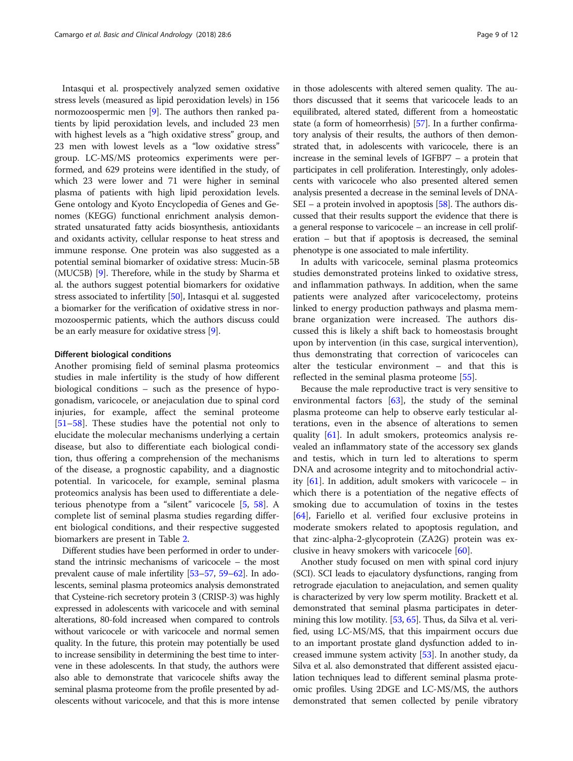Intasqui et al. prospectively analyzed semen oxidative stress levels (measured as lipid peroxidation levels) in 156 normozoospermic men [9]. The authors then ranked patients by lipid peroxidation levels, and included 23 men with highest levels as a "high oxidative stress" group, and 23 men with lowest levels as a "low oxidative stress" group. LC-MS/MS proteomics experiments were performed, and 629 proteins were identified in the study, of which 23 were lower and 71 were higher in seminal plasma of patients with high lipid peroxidation levels. Gene ontology and Kyoto Encyclopedia of Genes and Genomes (KEGG) functional enrichment analysis demonstrated unsaturated fatty acids biosynthesis, antioxidants and oxidants activity, cellular response to heat stress and immune response. One protein was also suggested as a potential seminal biomarker of oxidative stress: Mucin-5B (MUC5B) [9]. Therefore, while in the study by Sharma et al. the authors suggest potential biomarkers for oxidative stress associated to infertility [50], Intasqui et al. suggested a biomarker for the verification of oxidative stress in normozoospermic patients, which the authors discuss could be an early measure for oxidative stress [9].

#### Different biological conditions

Another promising field of seminal plasma proteomics studies in male infertility is the study of how different biological conditions – such as the presence of hypogonadism, varicocele, or anejaculation due to spinal cord injuries, for example, affect the seminal proteome [51–58]. These studies have the potential not only to elucidate the molecular mechanisms underlying a certain disease, but also to differentiate each biological condition, thus offering a comprehension of the mechanisms of the disease, a prognostic capability, and a diagnostic potential. In varicocele, for example, seminal plasma proteomics analysis has been used to differentiate a deleterious phenotype from a "silent" varicocele [5, 58]. A complete list of seminal plasma studies regarding different biological conditions, and their respective suggested biomarkers are present in Table 2.

Different studies have been performed in order to understand the intrinsic mechanisms of varicocele – the most prevalent cause of male infertility [53–57, 59–62]. In adolescents, seminal plasma proteomics analysis demonstrated that Cysteine-rich secretory protein 3 (CRISP-3) was highly expressed in adolescents with varicocele and with seminal alterations, 80-fold increased when compared to controls without varicocele or with varicocele and normal semen quality. In the future, this protein may potentially be used to increase sensibility in determining the best time to intervene in these adolescents. In that study, the authors were also able to demonstrate that varicocele shifts away the seminal plasma proteome from the profile presented by adolescents without varicocele, and that this is more intense in those adolescents with altered semen quality. The authors discussed that it seems that varicocele leads to an equilibrated, altered stated, different from a homeostatic state (a form of homeorrhesis) [57]. In a further confirmatory analysis of their results, the authors of then demonstrated that, in adolescents with varicocele, there is an increase in the seminal levels of IGFBP7 – a protein that participates in cell proliferation. Interestingly, only adolescents with varicocele who also presented altered semen analysis presented a decrease in the seminal levels of DNA-SEI – a protein involved in apoptosis [58]. The authors discussed that their results support the evidence that there is a general response to varicocele – an increase in cell proliferation – but that if apoptosis is decreased, the seminal phenotype is one associated to male infertility.

In adults with varicocele, seminal plasma proteomics studies demonstrated proteins linked to oxidative stress, and inflammation pathways. In addition, when the same patients were analyzed after varicocelectomy, proteins linked to energy production pathways and plasma membrane organization were increased. The authors discussed this is likely a shift back to homeostasis brought upon by intervention (in this case, surgical intervention), thus demonstrating that correction of varicoceles can alter the testicular environment – and that this is reflected in the seminal plasma proteome [55].

Because the male reproductive tract is very sensitive to environmental factors [63], the study of the seminal plasma proteome can help to observe early testicular alterations, even in the absence of alterations to semen quality [61]. In adult smokers, proteomics analysis revealed an inflammatory state of the accessory sex glands and testis, which in turn led to alterations to sperm DNA and acrosome integrity and to mitochondrial activity [61]. In addition, adult smokers with varicocele – in which there is a potentiation of the negative effects of smoking due to accumulation of toxins in the testes [64], Fariello et al. verified four exclusive proteins in moderate smokers related to apoptosis regulation, and that zinc-alpha-2-glycoprotein (ZA2G) protein was exclusive in heavy smokers with varicocele [60].

Another study focused on men with spinal cord injury (SCI). SCI leads to ejaculatory dysfunctions, ranging from retrograde ejaculation to anejaculation, and semen quality is characterized by very low sperm motility. Brackett et al. demonstrated that seminal plasma participates in determining this low motility. [53, 65]. Thus, da Silva et al. verified, using LC-MS/MS, that this impairment occurs due to an important prostate gland dysfunction added to increased immune system activity [53]. In another study, da Silva et al. also demonstrated that different assisted ejaculation techniques lead to different seminal plasma proteomic profiles. Using 2DGE and LC-MS/MS, the authors demonstrated that semen collected by penile vibratory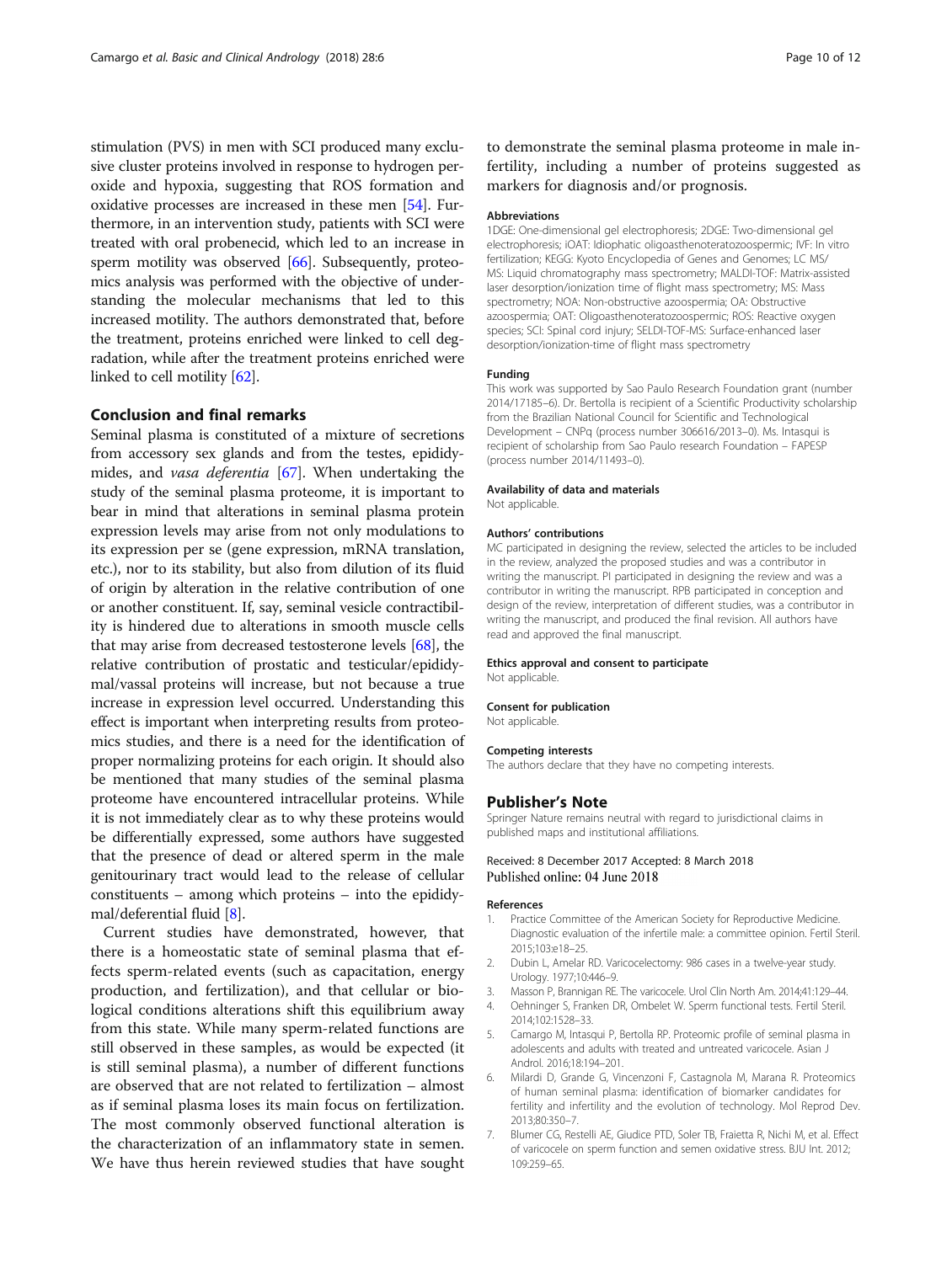stimulation (PVS) in men with SCI produced many exclusive cluster proteins involved in response to hydrogen peroxide and hypoxia, suggesting that ROS formation and oxidative processes are increased in these men [54]. Furthermore, in an intervention study, patients with SCI were treated with oral probenecid, which led to an increase in sperm motility was observed [66]. Subsequently, proteomics analysis was performed with the objective of understanding the molecular mechanisms that led to this increased motility. The authors demonstrated that, before the treatment, proteins enriched were linked to cell degradation, while after the treatment proteins enriched were linked to cell motility [62].

## Conclusion and final remarks

Seminal plasma is constituted of a mixture of secretions from accessory sex glands and from the testes, epididymides, and *vasa deferentia* [67]. When undertaking the study of the seminal plasma proteome, it is important to bear in mind that alterations in seminal plasma protein expression levels may arise from not only modulations to its expression per se (gene expression, mRNA translation, etc.), nor to its stability, but also from dilution of its fluid of origin by alteration in the relative contribution of one or another constituent. If, say, seminal vesicle contractibility is hindered due to alterations in smooth muscle cells that may arise from decreased testosterone levels [68], the relative contribution of prostatic and testicular/epididymal/vassal proteins will increase, but not because a true increase in expression level occurred. Understanding this effect is important when interpreting results from proteomics studies, and there is a need for the identification of proper normalizing proteins for each origin. It should also be mentioned that many studies of the seminal plasma proteome have encountered intracellular proteins. While it is not immediately clear as to why these proteins would be differentially expressed, some authors have suggested that the presence of dead or altered sperm in the male genitourinary tract would lead to the release of cellular constituents – among which proteins – into the epididymal/deferential fluid [8].

Current studies have demonstrated, however, that there is a homeostatic state of seminal plasma that effects sperm-related events (such as capacitation, energy production, and fertilization), and that cellular or biological conditions alterations shift this equilibrium away from this state. While many sperm-related functions are still observed in these samples, as would be expected (it is still seminal plasma), a number of different functions are observed that are not related to fertilization – almost as if seminal plasma loses its main focus on fertilization. The most commonly observed functional alteration is the characterization of an inflammatory state in semen. We have thus herein reviewed studies that have sought to demonstrate the seminal plasma proteome in male infertility, including a number of proteins suggested as markers for diagnosis and/or prognosis.

### Abbreviations

1DGE: One-dimensional gel electrophoresis; 2DGE: Two-dimensional gel electrophoresis; iOAT: Idiophatic oligoasthenoteratozoospermic; IVF: In vitro fertilization; KEGG: Kyoto Encyclopedia of Genes and Genomes; LC MS/MS: Liquid chromatography mass spectrometry; MALDI-TOF: Matrix-assisted laser desorption/ionization time of flight mass spectrometry; MS: Mass spectrometry; NOA: Non-obstructive azoospermia; OA: Obstructive azoospermia; OAT: Oligoasthenoteratozoospermic; ROS: Reactive oxygen species; SCI: Spinal cord injury; SELDI-TOF-MS: Surface-enhanced laser desorption/ionization-time of flight mass spectrometry

### Funding

This work was supported by Sao Paulo Research Foundation grant (number 2014/17185–6). Dr. Bertolla is recipient of a Scientific Productivity scholarship from the Brazilian National Council for Scientific and Technological Development – CNPq (process number 306616/2013–0). Ms. Intasqui is recipient of scholarship from Sao Paulo research Foundation – FAPESP (process number 2014/11493–0).

### Availability of data and materials

Not applicable.

### Authors' contributions

MC participated in designing the review, selected the articles to be included in the review, analyzed the proposed studies and was a contributor in writing the manuscript. PI participated in designing the review and was a contributor in writing the manuscript. RPB participated in conception and design of the review, interpretation of different studies, was a contributor in writing the manuscript, and produced the final revision. All authors have read and approved the final manuscript.

### Ethics approval and consent to participate

Not applicable.

### Consent for publication

Not applicable.

### Competing interests

The authors declare that they have no competing interests.

## Publisher's Note

Springer Nature remains neutral with regard to jurisdictional claims in published maps and institutional affiliations.

Received: 8 December 2017 Accepted: 8 March 2018
Published online: 04 June 2018

### References

1. Practice Committee of the American Society for Reproductive Medicine. Diagnostic evaluation of the infertile male: a committee opinion. Fertil Steril. 2015;103:e18–25.
2. Dubin L, Amelar RD. Varicocelectomy: 986 cases in a twelve-year study. Urology. 1977;10:446–9.
3. Masson P, Brannigan RE. The varicocele. Urol Clin North Am. 2014;41:129–44.
4. Oehninger S, Franken DR, Ombelet W. Sperm functional tests. Fertil Steril. 2014;102:1528–33.
5. Camargo M, Intasqui P, Bertolla RP. Proteomic profile of seminal plasma in adolescents and adults with treated and untreated varicocele. Asian J Androl. 2016;18:194–201.
6. Milardi D, Grande G, Vincenzoni F, Castagnola M, Marana R. Proteomics of human seminal plasma: identification of biomarker candidates for fertility and infertility and the evolution of technology. Mol Reprod Dev. 2013;80:350–7.
7. Blumer CG, Restelli AE, Giudice PTD, Soler TB, Fraietta R, Nichi M, et al. Effect of varicocele on sperm function and semen oxidative stress. BJU Int. 2012;109:259–65.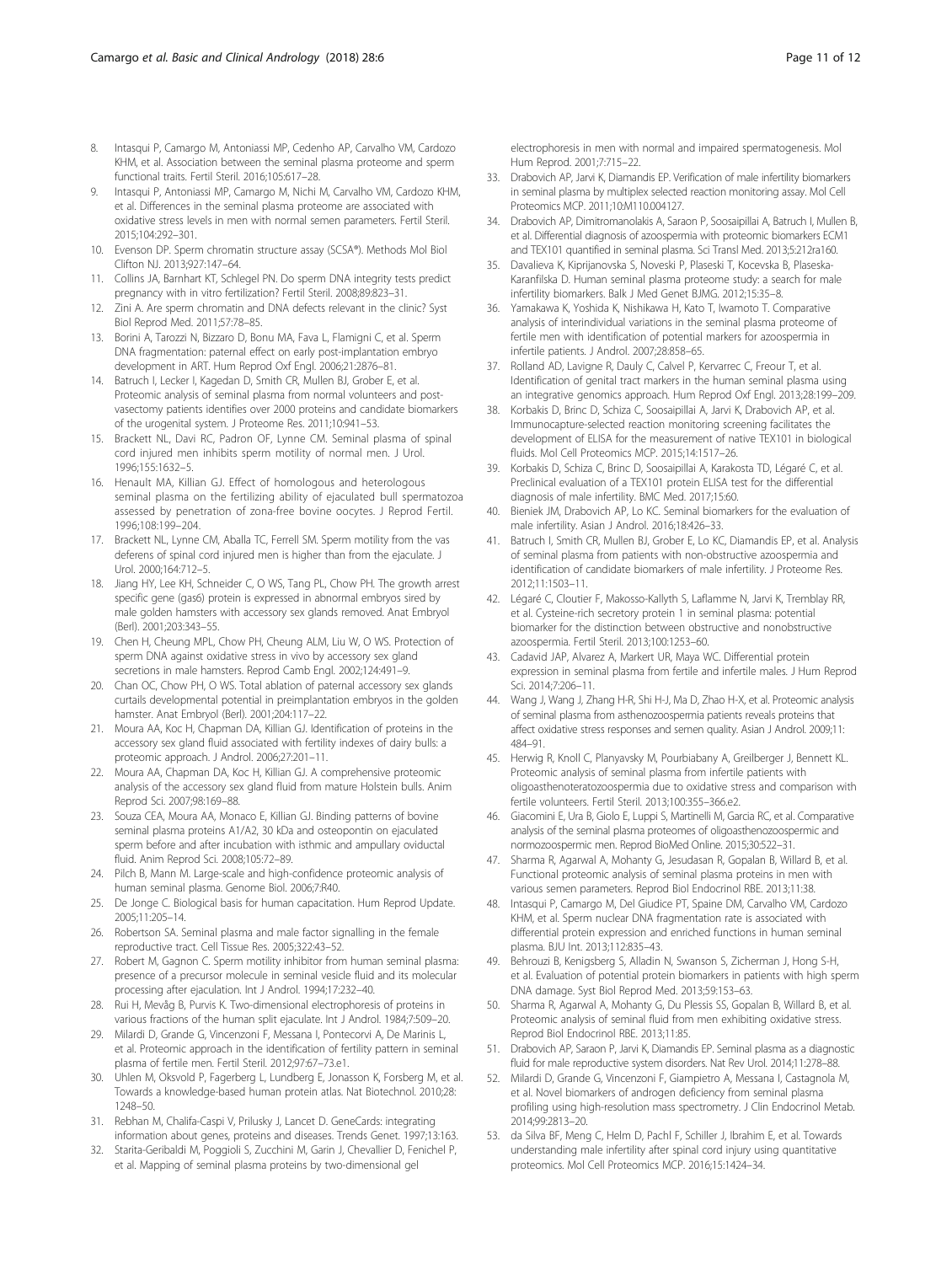8. Intasqui P, Camargo M, Antoniassi MP, Cedenho AP, Carvalho VM, Cardozo KHM, et al. Association between the seminal plasma proteome and sperm functional traits. Fertil Steril. 2016;105:617–28.
9. Intasqui P, Antoniassi MP, Camargo M, Nichi M, Carvalho VM, Cardozo KHM, et al. Differences in the seminal plasma proteome are associated with oxidative stress levels in men with normal semen parameters. Fertil Steril. 2015;104:292–301.
10. Evenson DP. Sperm chromatin structure assay (SCSA®). Methods Mol Biol Clifton NJ. 2013;927:147–64.
11. Collins JA, Barnhart KT, Schlegel PN. Do sperm DNA integrity tests predict pregnancy with in vitro fertilization? Fertil Steril. 2008;89:823–31.
12. Zini A. Are sperm chromatin and DNA defects relevant in the clinic? Syst Biol Reprod Med. 2011;57:78–85.
13. Borini A, Tarozzi N, Bizzaro D, Bonu MA, Fava L, Flamigni C, et al. Sperm DNA fragmentation: paternal effect on early post-implantation embryo development in ART. Hum Reprod Oxf Engl. 2006;21:2876–81.
14. Batruch I, Lecker I, Kagedan D, Smith CR, Mullen BJ, Grober E, et al. Proteomic analysis of seminal plasma from normal volunteers and post-vasectomy patients identifies over 2000 proteins and candidate biomarkers of the urogenital system. J Proteome Res. 2011;10:941–53.
15. Brackett NL, Davi RC, Padron OF, Lynne CM. Seminal plasma of spinal cord injured men inhibits sperm motility of normal men. J Urol. 1996;155:1632–5.
16. Henault MA, Killian GJ. Effect of homologous and heterologous seminal plasma on the fertilizing ability of ejaculated bull spermatozoa assessed by penetration of zona-free bovine oocytes. J Reprod Fertil. 1996;108:199–204.
17. Brackett NL, Lynne CM, Aballa TC, Ferrell SM. Sperm motility from the vas deferens of spinal cord injured men is higher than from the ejaculate. J Urol. 2000;164:712–5.
18. Jiang HY, Lee KH, Schneider C, O WS, Tang PL, Chow PH. The growth arrest specific gene (gas6) protein is expressed in abnormal embryos sired by male golden hamsters with accessory sex glands removed. Anat Embryol (Berl). 2001;203:343–55.
19. Chen H, Cheung MPL, Chow PH, Cheung ALM, Liu W, O WS. Protection of sperm DNA against oxidative stress in vivo by accessory sex gland secretions in male hamsters. Reprod Camb Engl. 2002;124:491–9.
20. Chan OC, Chow PH, O WS. Total ablation of paternal accessory sex glands curtails developmental potential in preimplantation embryos in the golden hamster. Anat Embryol (Berl). 2001;204:117–22.
21. Moura AA, Koc H, Chapman DA, Killian GJ. Identification of proteins in the accessory sex gland fluid associated with fertility indexes of dairy bulls: a proteomic approach. J Androl. 2006;27:201–11.
22. Moura AA, Chapman DA, Koc H, Killian GJ. A comprehensive proteomic analysis of the accessory sex gland fluid from mature Holstein bulls. Anim Reprod Sci. 2007;98:169–88.
23. Souza CEA, Moura AA, Monaco E, Killian GJ. Binding patterns of bovine seminal plasma proteins A1/A2, 30 kDa and osteopontin on ejaculated sperm before and after incubation with isthmic and ampullary oviductal fluid. Anim Reprod Sci. 2008;105:72–89.
24. Pilch B, Mann M. Large-scale and high-confidence proteomic analysis of human seminal plasma. Genome Biol. 2006;7:R40.
25. De Jonge C. Biological basis for human capacitation. Hum Reprod Update. 2005;11:205–14.
26. Robertson SA. Seminal plasma and male factor signalling in the female reproductive tract. Cell Tissue Res. 2005;322:43–52.
27. Robert M, Gagnon C. Sperm motility inhibitor from human seminal plasma: presence of a precursor molecule in seminal vesicle fluid and its molecular processing after ejaculation. Int J Androl. 1994;17:232–40.
28. Rui H, Mevåg B, Purvis K. Two-dimensional electrophoresis of proteins in various fractions of the human split ejaculate. Int J Androl. 1984;7:509–20.
29. Milardi D, Grande G, Vincenzoni F, Messana I, Pontecorvi A, De Marinis L, et al. Proteomic approach in the identification of fertility pattern in seminal plasma of fertile men. Fertil Steril. 2012;97:67–73.e1.
30. Uhlen M, Oksvold P, Fagerberg L, Lundberg E, Jonasson K, Forsberg M, et al. Towards a knowledge-based human protein atlas. Nat Biotechnol. 2010;28:1248–50.
31. Rebhan M, Chalifa-Caspi V, Prilusky J, Lancet D. GeneCards: integrating information about genes, proteins and diseases. Trends Genet. 1997;13:163.
32. Starita-Geribaldi M, Poggioli S, Zucchini M, Garin J, Chevallier D, Fenichel P, et al. Mapping of seminal plasma proteins by two-dimensional gel electrophoresis in men with normal and impaired spermatogenesis. Mol Hum Reprod. 2001;7:715–22.
33. Drabovich AP, Jarvi K, Diamandis EP. Verification of male infertility biomarkers in seminal plasma by multiplex selected reaction monitoring assay. Mol Cell Proteomics MCP. 2011;10:M110.004127.
34. Drabovich AP, Dimitromanolakis A, Saraon P, Soosaipillai A, Batruch I, Mullen B, et al. Differential diagnosis of azoospermia with proteomic biomarkers ECM1 and TEX101 quantified in seminal plasma. Sci Transl Med. 2013;5:212ra160.
35. Davalieva K, Kiprijanovska S, Noveski P, Plaseski T, Kocevska B, Plaseska-Karanfilska D. Human seminal plasma proteome study: a search for male infertility biomarkers. Balk J Med Genet BJMG. 2012;15:35–8.
36. Yamakawa K, Yoshida K, Nishikawa H, Kato T, Iwamoto T. Comparative analysis of interindividual variations in the seminal plasma proteome of fertile men with identification of potential markers for azoospermia in infertile patients. J Androl. 2007;28:858–65.
37. Rolland AD, Lavigne R, Dauly C, Calvel P, Kervarrec C, Freour T, et al. Identification of genital tract markers in the human seminal plasma using an integrative genomics approach. Hum Reprod Oxf Engl. 2013;28:199–209.
38. Korbakis D, Brinc D, Schiza C, Soosaipillai A, Jarvi K, Drabovich AP, et al. Immunocapture-selected reaction monitoring screening facilitates the development of ELISA for the measurement of native TEX101 in biological fluids. Mol Cell Proteomics MCP. 2015;14:1517–26.
39. Korbakis D, Schiza C, Brinc D, Soosaipillai A, Karakosta TD, Légaré C, et al. Preclinical evaluation of a TEX101 protein ELISA test for the differential diagnosis of male infertility. BMC Med. 2017;15:60.
40. Bieniek JM, Drabovich AP, Lo KC. Seminal biomarkers for the evaluation of male infertility. Asian J Androl. 2016;18:426–33.
41. Batruch I, Smith CR, Mullen BJ, Grober E, Lo KC, Diamandis EP, et al. Analysis of seminal plasma from patients with non-obstructive azoospermia and identification of candidate biomarkers of male infertility. J Proteome Res. 2012;11:1503–11.
42. Légaré C, Cloutier F, Makosso-Kallyth S, Laflamme N, Jarvi K, Tremblay RR, et al. Cysteine-rich secretory protein 1 in seminal plasma: potential biomarker for the distinction between obstructive and nonobstructive azoospermia. Fertil Steril. 2013;100:1253–60.
43. Cadavid JAP, Alvarez A, Markert UR, Maya WC. Differential protein expression in seminal plasma from fertile and infertile males. J Hum Reprod Sci. 2014;7:206–11.
44. Wang J, Wang J, Zhang H-R, Shi H-J, Ma D, Zhao H-X, et al. Proteomic analysis of seminal plasma from asthenozoospermia patients reveals proteins that affect oxidative stress responses and semen quality. Asian J Androl. 2009;11:484–91.
45. Herwig R, Knoll C, Planyavsky M, Pourbiabany A, Greilberger J, Bennett KL. Proteomic analysis of seminal plasma from infertile patients with oligoasthenoteratozoospermia due to oxidative stress and comparison with fertile volunteers. Fertil Steril. 2013;100:355–366.e2.
46. Giacomini E, Ura B, Giolo E, Luppi S, Martinelli M, Garcia RC, et al. Comparative analysis of the seminal plasma proteomes of oligoasthenozoospermic and normozoospermic men. Reprod BioMed Online. 2015;30:522–31.
47. Sharma R, Agarwal A, Mohanty G, Jesudasan R, Gopalan B, Willard B, et al. Functional proteomic analysis of seminal plasma proteins in men with various semen parameters. Reprod Biol Endocrinol RBE. 2013;11:38.
48. Intasqui P, Camargo M, Del Giudice PT, Spaine DM, Carvalho VM, Cardozo KHM, et al. Sperm nuclear DNA fragmentation rate is associated with differential protein expression and enriched functions in human seminal plasma. BJU Int. 2013;112:835–43.
49. Behrouzi B, Kenigsberg S, Alladin N, Swanson S, Zicherman J, Hong S-H, et al. Evaluation of potential protein biomarkers in patients with high sperm DNA damage. Syst Biol Reprod Med. 2013;59:153–63.
50. Sharma R, Agarwal A, Mohanty G, Du Plessis SS, Gopalan B, Willard B, et al. Proteomic analysis of seminal fluid from men exhibiting oxidative stress. Reprod Biol Endocrinol RBE. 2013;11:85.
51. Drabovich AP, Saraon P, Jarvi K, Diamandis EP. Seminal plasma as a diagnostic fluid for male reproductive system disorders. Nat Rev Urol. 2014;11:278–88.
52. Milardi D, Grande G, Vincenzoni F, Giampietro A, Messana I, Castagnola M, et al. Novel biomarkers of androgen deficiency from seminal plasma profiling using high-resolution mass spectrometry. J Clin Endocrinol Metab. 2014;99:2813–20.
53. da Silva BF, Meng C, Helm D, Pachl F, Schiller J, Ibrahim E, et al. Towards understanding male infertility after spinal cord injury using quantitative proteomics. Mol Cell Proteomics MCP. 2016;15:1424–34.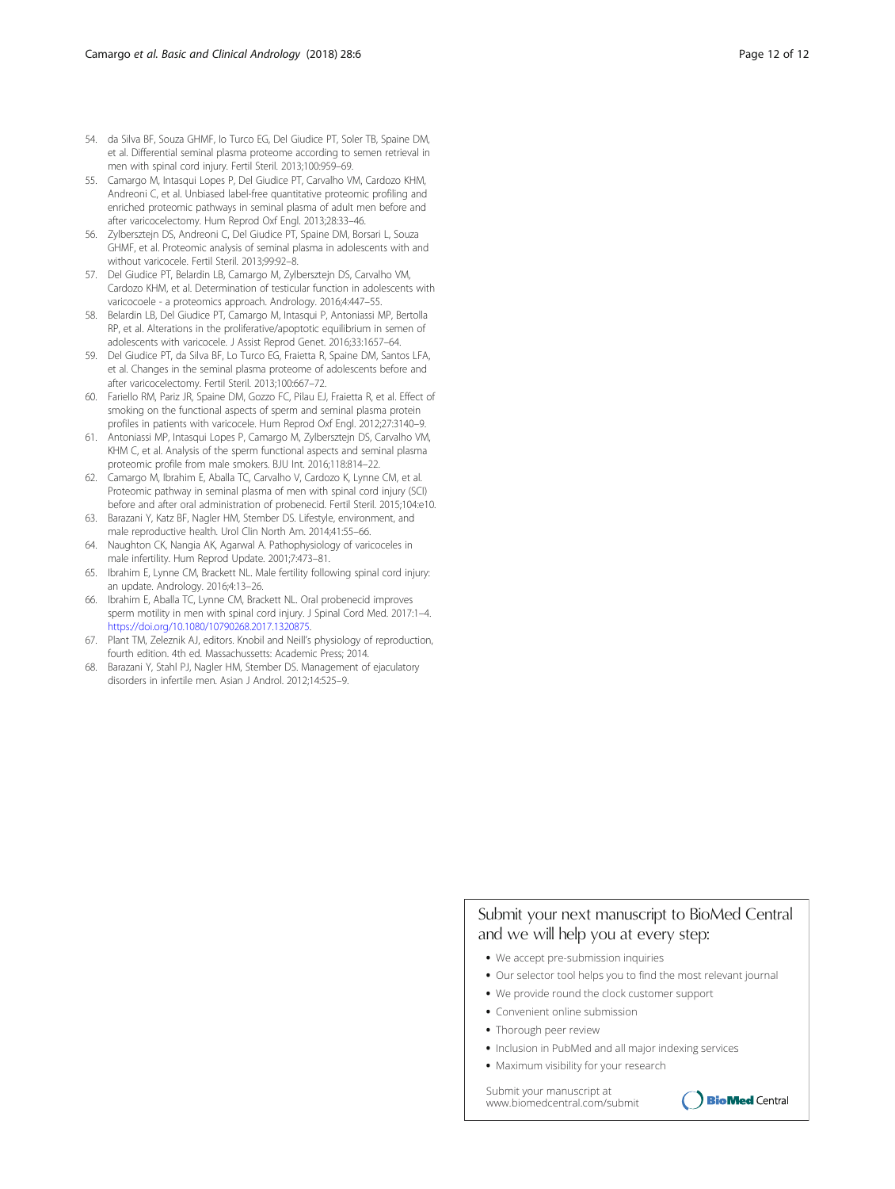54. da Silva BF, Souza GHMF, lo Turco EG, Del Giudice PT, Soler TB, Spaine DM, et al. Differential seminal plasma proteome according to semen retrieval in men with spinal cord injury. Fertil Steril. 2013;100:959–69.
55. Camargo M, Intasqui Lopes P, Del Giudice PT, Carvalho VM, Cardozo KHM, Andreoni C, et al. Unbiased label-free quantitative proteomic profiling and enriched proteomic pathways in seminal plasma of adult men before and after varicocelectomy. Hum Reprod Oxf Engl. 2013;28:33–46.
56. Zylbersztejn DS, Andreoni C, Del Giudice PT, Spaine DM, Borsari L, Souza GHMF, et al. Proteomic analysis of seminal plasma in adolescents with and without varicocele. Fertil Steril. 2013;99:92–8.
57. Del Giudice PT, Belardin LB, Camargo M, Zylbersztejn DS, Carvalho VM, Cardozo KHM, et al. Determination of testicular function in adolescents with varicocoele - a proteomics approach. Andrology. 2016;4:447–55.
58. Belardin LB, Del Giudice PT, Camargo M, Intasqui P, Antoniassi MP, Bertolla RP, et al. Alterations in the proliferative/apoptotic equilibrium in semen of adolescents with varicocele. J Assist Reprod Genet. 2016;33:1657–64.
59. Del Giudice PT, da Silva BF, Lo Turco EG, Fraietta R, Spaine DM, Santos LFA, et al. Changes in the seminal plasma proteome of adolescents before and after varicocelectomy. Fertil Steril. 2013;100:667–72.
60. Fariello RM, Pariz JR, Spaine DM, Gozzo FC, Pilau EJ, Fraietta R, et al. Effect of smoking on the functional aspects of sperm and seminal plasma protein profiles in patients with varicocele. Hum Reprod Oxf Engl. 2012;27:3140–9.
61. Antoniassi MP, Intasqui Lopes P, Camargo M, Zylbersztejn DS, Carvalho VM, KHM C, et al. Analysis of the sperm functional aspects and seminal plasma proteomic profile from male smokers. BJU Int. 2016;118:814–22.
62. Camargo M, Ibrahim E, Aballa TC, Carvalho V, Cardozo K, Lynne CM, et al. Proteomic pathway in seminal plasma of men with spinal cord injury (SCI) before and after oral administration of probenecid. Fertil Steril. 2015;104:e10.
63. Barazani Y, Katz BF, Nagler HM, Stember DS. Lifestyle, environment, and male reproductive health. Urol Clin North Am. 2014;41:55–66.
64. Naughton CK, Nangia AK, Agarwal A. Pathophysiology of varicoceles in male infertility. Hum Reprod Update. 2001;7:473–81.
65. Ibrahim E, Lynne CM, Brackett NL. Male fertility following spinal cord injury: an update. Andrology. 2016;4:13–26.
66. Ibrahim E, Aballa TC, Lynne CM, Brackett NL. Oral probenecid improves sperm motility in men with spinal cord injury. J Spinal Cord Med. 2017:1–4. https://doi.org/10.1080/10790268.2017.1320875.
67. Plant TM, Zeleznik AJ, editors. Knobil and Neill's physiology of reproduction, fourth edition. 4th ed. Massachussetts: Academic Press; 2014.
68. Barazani Y, Stahl PJ, Nagler HM, Stember DS. Management of ejaculatory disorders in infertile men. Asian J Androl. 2012;14:525–9.

Submit your next manuscript to BioMed Central and we will help you at every step:

- We accept pre-submission inquiries
- Our selector tool helps you to find the most relevant journal
- We provide round the clock customer support
- Convenient online submission
- Thorough peer review
- Inclusion in PubMed and all major indexing services
- Maximum visibility for your research

Submit your manuscript at www.biomedcentral.com/submit

BioMed Central